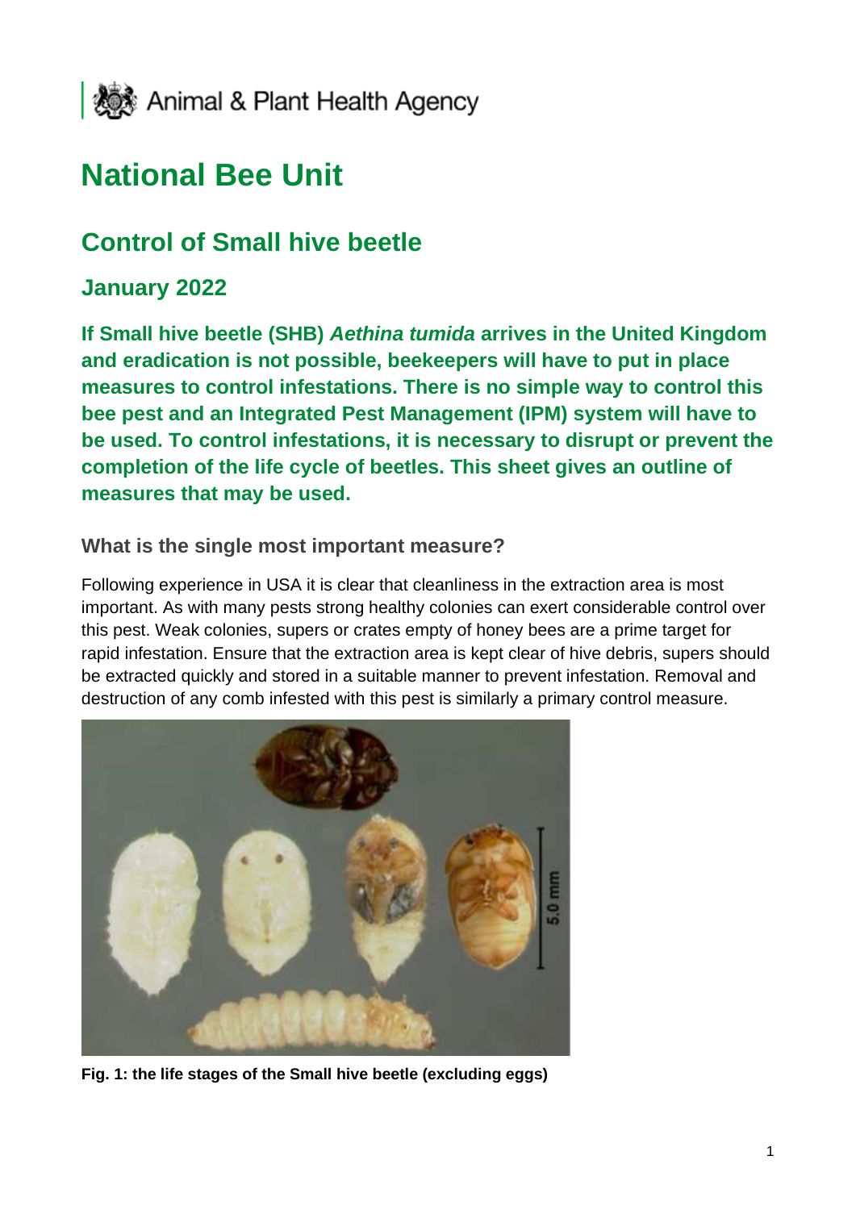Animal & Plant Health Agency

# National Bee Unit

## Control of Small hive beetle

### January 2022

**If Small hive beetle (SHB) *Aethina tumida* arrives in the United Kingdom and eradication is not possible, beekeepers will have to put in place measures to control infestations. There is no simple way to control this bee pest and an Integrated Pest Management (IPM) system will have to be used. To control infestations, it is necessary to disrupt or prevent the completion of the life cycle of beetles. This sheet gives an outline of measures that may be used.**

#### What is the single most important measure?

Following experience in USA it is clear that cleanliness in the extraction area is most important. As with many pests strong healthy colonies can exert considerable control over this pest. Weak colonies, supers or crates empty of honey bees are a prime target for rapid infestation. Ensure that the extraction area is kept clear of hive debris, supers should be extracted quickly and stored in a suitable manner to prevent infestation. Removal and destruction of any comb infested with this pest is similarly a primary control measure.

**Fig. 1: the life stages of the Small hive beetle (excluding eggs)**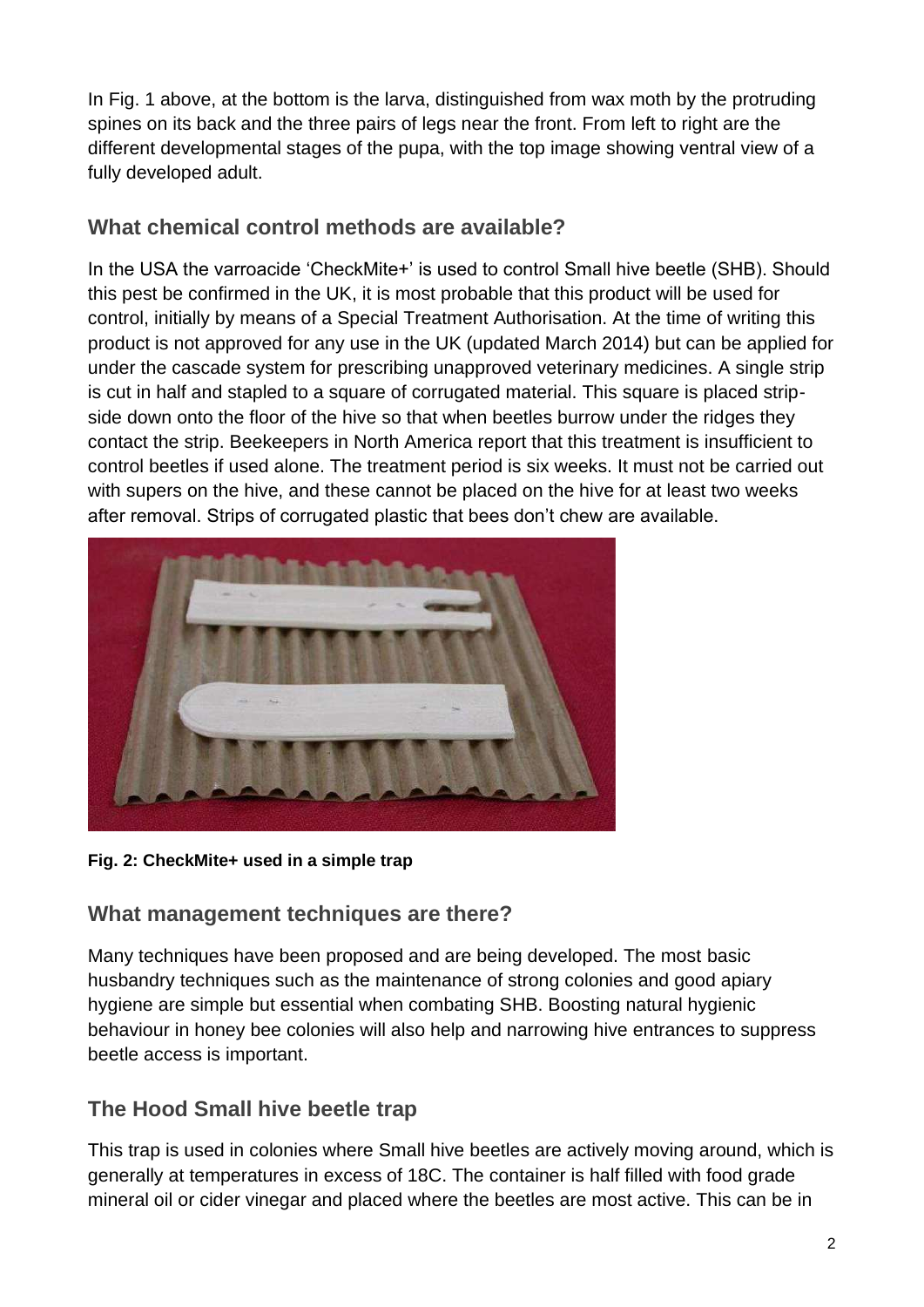In Fig. 1 above, at the bottom is the larva, distinguished from wax moth by the protruding spines on its back and the three pairs of legs near the front. From left to right are the different developmental stages of the pupa, with the top image showing ventral view of a fully developed adult.

## What chemical control methods are available?

In the USA the varroacide 'CheckMite+' is used to control Small hive beetle (SHB). Should this pest be confirmed in the UK, it is most probable that this product will be used for control, initially by means of a Special Treatment Authorisation. At the time of writing this product is not approved for any use in the UK (updated March 2014) but can be applied for under the cascade system for prescribing unapproved veterinary medicines. A single strip is cut in half and stapled to a square of corrugated material. This square is placed strip-side down onto the floor of the hive so that when beetles burrow under the ridges they contact the strip. Beekeepers in North America report that this treatment is insufficient to control beetles if used alone. The treatment period is six weeks. It must not be carried out with supers on the hive, and these cannot be placed on the hive for at least two weeks after removal. Strips of corrugated plastic that bees don't chew are available.

**Fig. 2: CheckMite+ used in a simple trap**

## What management techniques are there?

Many techniques have been proposed and are being developed. The most basic husbandry techniques such as the maintenance of strong colonies and good apiary hygiene are simple but essential when combating SHB. Boosting natural hygienic behaviour in honey bee colonies will also help and narrowing hive entrances to suppress beetle access is important.

## The Hood Small hive beetle trap

This trap is used in colonies where Small hive beetles are actively moving around, which is generally at temperatures in excess of 18C. The container is half filled with food grade mineral oil or cider vinegar and placed where the beetles are most active. This can be in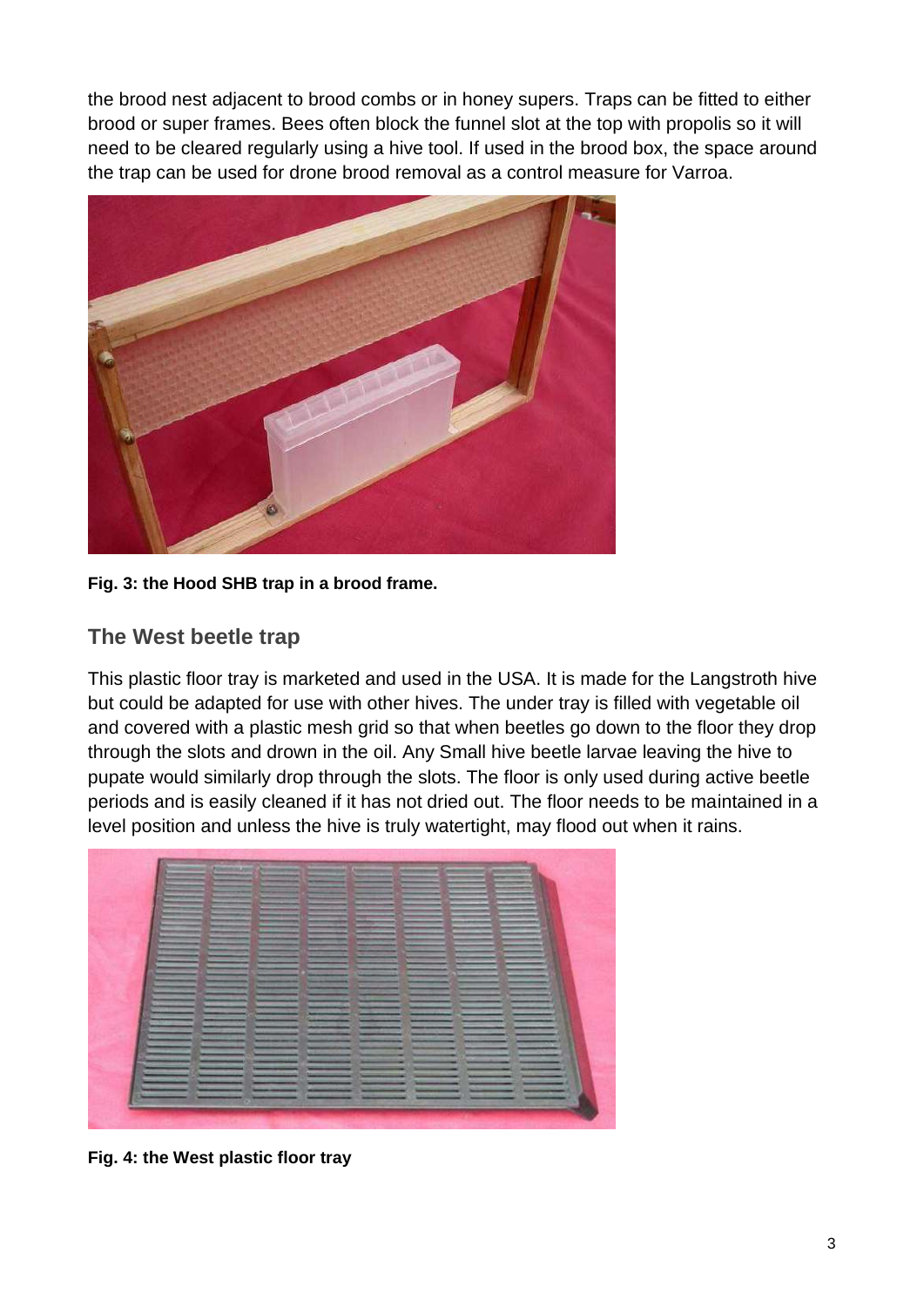the brood nest adjacent to brood combs or in honey supers. Traps can be fitted to either brood or super frames. Bees often block the funnel slot at the top with propolis so it will need to be cleared regularly using a hive tool. If used in the brood box, the space around the trap can be used for drone brood removal as a control measure for Varroa.

**Fig. 3: the Hood SHB trap in a brood frame.**

## The West beetle trap

This plastic floor tray is marketed and used in the USA. It is made for the Langstroth hive but could be adapted for use with other hives. The under tray is filled with vegetable oil and covered with a plastic mesh grid so that when beetles go down to the floor they drop through the slots and drown in the oil. Any Small hive beetle larvae leaving the hive to pupate would similarly drop through the slots. The floor is only used during active beetle periods and is easily cleaned if it has not dried out. The floor needs to be maintained in a level position and unless the hive is truly watertight, may flood out when it rains.

**Fig. 4: the West plastic floor tray**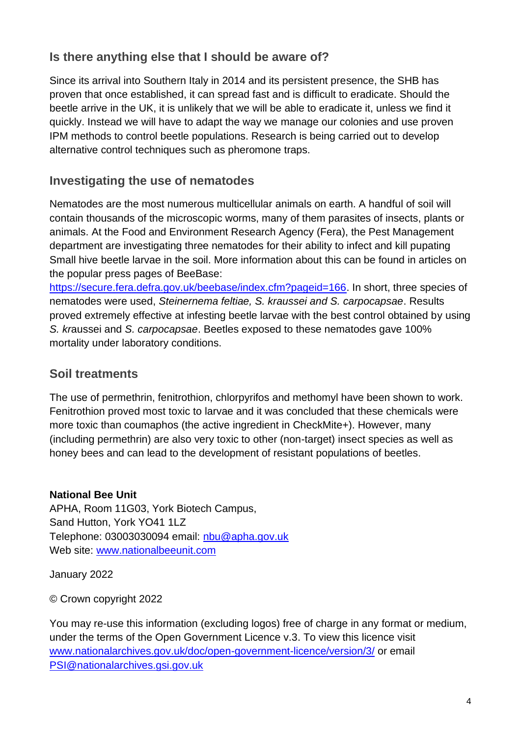## Is there anything else that I should be aware of?

Since its arrival into Southern Italy in 2014 and its persistent presence, the SHB has proven that once established, it can spread fast and is difficult to eradicate. Should the beetle arrive in the UK, it is unlikely that we will be able to eradicate it, unless we find it quickly. Instead we will have to adapt the way we manage our colonies and use proven IPM methods to control beetle populations. Research is being carried out to develop alternative control techniques such as pheromone traps.

## Investigating the use of nematodes

Nematodes are the most numerous multicellular animals on earth. A handful of soil will contain thousands of the microscopic worms, many of them parasites of insects, plants or animals. At the Food and Environment Research Agency (Fera), the Pest Management department are investigating three nematodes for their ability to infect and kill pupating Small hive beetle larvae in the soil. More information about this can be found in articles on the popular press pages of BeeBase: https://secure.fera.defra.gov.uk/beebase/index.cfm?pageid=166. In short, three species of nematodes were used, *Steinernema feltiae, S. kraussei and S. carpocapsae*. Results proved extremely effective at infesting beetle larvae with the best control obtained by using *S. kr*aussei and *S. carpocapsae*. Beetles exposed to these nematodes gave 100% mortality under laboratory conditions.

## Soil treatments

The use of permethrin, fenitrothion, chlorpyrifos and methomyl have been shown to work. Fenitrothion proved most toxic to larvae and it was concluded that these chemicals were more toxic than coumaphos (the active ingredient in CheckMite+). However, many (including permethrin) are also very toxic to other (non-target) insect species as well as honey bees and can lead to the development of resistant populations of beetles.

**National Bee Unit**
APHA, Room 11G03, York Biotech Campus,
Sand Hutton, York YO41 1LZ
Telephone: 03003030094 email: nbu@apha.gov.uk
Web site: www.nationalbeeunit.com

January 2022

© Crown copyright 2022

You may re-use this information (excluding logos) free of charge in any format or medium, under the terms of the Open Government Licence v.3. To view this licence visit www.nationalarchives.gov.uk/doc/open-government-licence/version/3/ or email PSI@nationalarchives.gsi.gov.uk